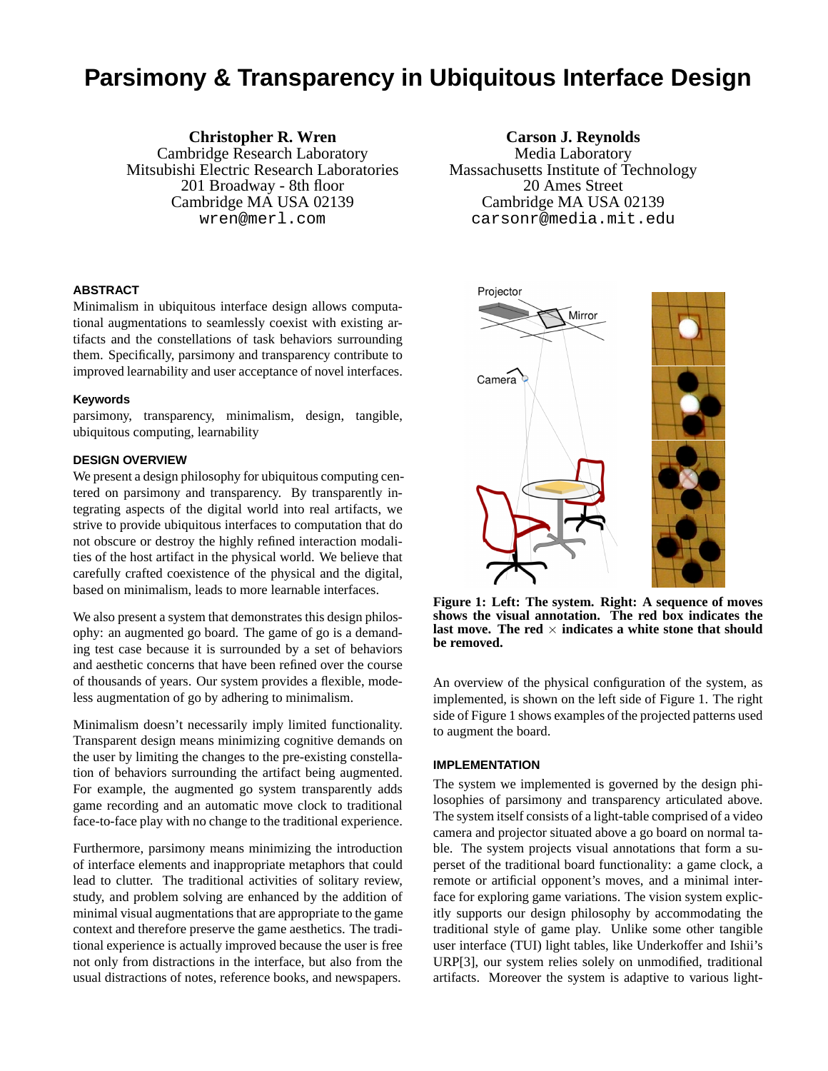# Parsimony & Transparency in Ubiquitous Interface Design

**Christopher R. Wren**
Cambridge Research Laboratory
Mitsubishi Electric Research Laboratories
201 Broadway - 8th floor
Cambridge MA USA 02139
wren@merl.com

**Carson J. Reynolds**
Media Laboratory
Massachusetts Institute of Technology
20 Ames Street
Cambridge MA USA 02139
carsonr@media.mit.edu

## ABSTRACT

Minimalism in ubiquitous interface design allows computational augmentations to seamlessly coexist with existing artifacts and the constellations of task behaviors surrounding them. Specifically, parsimony and transparency contribute to improved learnability and user acceptance of novel interfaces.

### Keywords

parsimony, transparency, minimalism, design, tangible, ubiquitous computing, learnability

## DESIGN OVERVIEW

We present a design philosophy for ubiquitous computing centered on parsimony and transparency. By transparently integrating aspects of the digital world into real artifacts, we strive to provide ubiquitous interfaces to computation that do not obscure or destroy the highly refined interaction modalities of the host artifact in the physical world. We believe that carefully crafted coexistence of the physical and the digital, based on minimalism, leads to more learnable interfaces.

We also present a system that demonstrates this design philosophy: an augmented go board. The game of go is a demanding test case because it is surrounded by a set of behaviors and aesthetic concerns that have been refined over the course of thousands of years. Our system provides a flexible, modeless augmentation of go by adhering to minimalism.

Minimalism doesn't necessarily imply limited functionality. Transparent design means minimizing cognitive demands on the user by limiting the changes to the pre-existing constellation of behaviors surrounding the artifact being augmented. For example, the augmented go system transparently adds game recording and an automatic move clock to traditional face-to-face play with no change to the traditional experience.

Furthermore, parsimony means minimizing the introduction of interface elements and inappropriate metaphors that could lead to clutter. The traditional activities of solitary review, study, and problem solving are enhanced by the addition of minimal visual augmentations that are appropriate to the game context and therefore preserve the game aesthetics. The traditional experience is actually improved because the user is free not only from distractions in the interface, but also from the usual distractions of notes, reference books, and newspapers.

**Figure 1: Left: The system. Right: A sequence of moves shows the visual annotation. The red box indicates the last move. The red $\times$ indicates a white stone that should be removed.**

An overview of the physical configuration of the system, as implemented, is shown on the left side of Figure 1. The right side of Figure 1 shows examples of the projected patterns used to augment the board.

## IMPLEMENTATION

The system we implemented is governed by the design philosophies of parsimony and transparency articulated above. The system itself consists of a light-table comprised of a video camera and projector situated above a go board on normal table. The system projects visual annotations that form a superset of the traditional board functionality: a game clock, a remote or artificial opponent's moves, and a minimal interface for exploring game variations. The vision system explicitly supports our design philosophy by accommodating the traditional style of game play. Unlike some other tangible user interface (TUI) light tables, like Underkoffer and Ishii's URP[3], our system relies solely on unmodified, traditional artifacts. Moreover the system is adaptive to various light-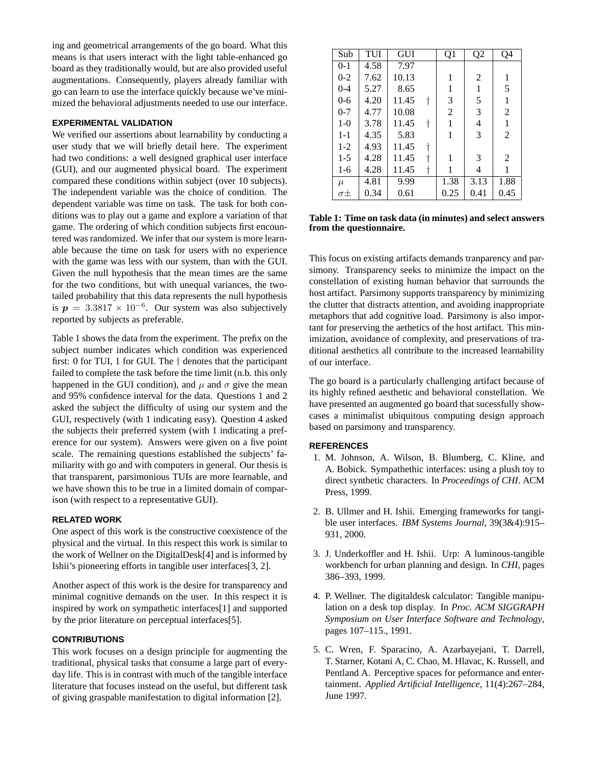ing and geometrical arrangements of the go board. What this means is that users interact with the light table-enhanced go board as they traditionally would, but are also provided useful augmentations. Consequently, players already familiar with go can learn to use the interface quickly because we've minimized the behavioral adjustments needed to use our interface.

## EXPERIMENTAL VALIDATION

We verified our assertions about learnability by conducting a user study that we will briefly detail here. The experiment had two conditions: a well designed graphical user interface (GUI), and our augmented physical board. The experiment compared these conditions within subject (over 10 subjects). The independent variable was the choice of condition. The dependent variable was time on task. The task for both conditions was to play out a game and explore a variation of that game. The ordering of which condition subjects first encountered was randomized. We infer that our system is more learnable because the time on task for users with no experience with the game was less with our system, than with the GUI. Given the null hypothesis that the mean times are the same for the two conditions, but with unequal variances, the two-tailed probability that this data represents the null hypothesis is $p = 3.3817 \times 10^{-6}$. Our system was also subjectively reported by subjects as preferable.

Table 1 shows the data from the experiment. The prefix on the subject number indicates which condition was experienced first: 0 for TUI, 1 for GUI. The † denotes that the participant failed to complete the task before the time limit (n.b. this only happened in the GUI condition), and $\mu$ and $\sigma$ give the mean and 95% confidence interval for the data. Questions 1 and 2 asked the subject the difficulty of using our system and the GUI, respectively (with 1 indicating easy). Question 4 asked the subjects their preferred system (with 1 indicating a preference for our system). Answers were given on a five point scale. The remaining questions established the subjects' familiarity with go and with computers in general. Our thesis is that transparent, parsimonious TUIs are more learnable, and we have shown this to be true in a limited domain of comparison (with respect to a representative GUI).

| Sub | TUI | GUI | | Q1 | Q2 | Q4 |
|---|---|---|---|---|---|---|
| 0-1 | 4.58 | 7.97 | | | | |
| 0-2 | 7.62 | 10.13 | | 1 | 2 | 1 |
| 0-4 | 5.27 | 8.65 | | 1 | 1 | 5 |
| 0-6 | 4.20 | 11.45 | † | 3 | 5 | 1 |
| 0-7 | 4.77 | 10.08 | | 2 | 3 | 2 |
| 1-0 | 3.78 | 11.45 | † | 1 | 4 | 1 |
| 1-1 | 4.35 | 5.83 | | 1 | 3 | 2 |
| 1-2 | 4.93 | 11.45 | † | | | |
| 1-5 | 4.28 | 11.45 | † | 1 | 3 | 2 |
| 1-6 | 4.28 | 11.45 | † | 1 | 4 | 1 |
| $\mu$ | 4.81 | 9.99 | | 1.38 | 3.13 | 1.88 |
| $\sigma\pm$ | 0.34 | 0.61 | | 0.25 | 0.41 | 0.45 |

**Table 1: Time on task data (in minutes) and select answers from the questionnaire.**

## RELATED WORK

One aspect of this work is the constructive coexistence of the physical and the virtual. In this respect this work is similar to the work of Wellner on the DigitalDesk[4] and is informed by Ishii's pioneering efforts in tangible user interfaces[3, 2].

Another aspect of this work is the desire for transparency and minimal cognitive demands on the user. In this respect it is inspired by work on sympathetic interfaces[1] and supported by the prior literature on perceptual interfaces[5].

## CONTRIBUTIONS

This work focuses on a design principle for augmenting the traditional, physical tasks that consume a large part of everyday life. This is in contrast with much of the tangible interface literature that focuses instead on the useful, but different task of giving graspable manifestation to digital information [2].

This focus on existing artifacts demands tranparency and parsimony. Transparency seeks to minimize the impact on the constellation of existing human behavior that surrounds the host artifact. Parsimony supports transparency by minimizing the clutter that distracts attention, and avoiding inappropriate metaphors that add cognitive load. Parsimony is also important for preserving the aethetics of the host artifact. This minimization, avoidance of complexity, and preservations of traditional aesthetics all contribute to the increased learnability of our interface.

The go board is a particularly challenging artifact because of its highly refined aesthetic and behavioral constellation. We have presented an augmented go board that sucessfully showcases a minimalist ubiquitous computing design approach based on parsimony and transparency.

## REFERENCES

1. M. Johnson, A. Wilson, B. Blumberg, C. Kline, and A. Bobick. Sympathethic interfaces: using a plush toy to direct synthetic characters. In *Proceedings of CHI*. ACM Press, 1999.
2. B. Ullmer and H. Ishii. Emerging frameworks for tangible user interfaces. *IBM Systems Journal*, 39(3&4):915–931, 2000.
3. J. Underkoffler and H. Ishii. Urp: A luminous-tangible workbench for urban planning and design. In *CHI*, pages 386–393, 1999.
4. P. Wellner. The digitaldesk calculator: Tangible manipulation on a desk top display. In *Proc. ACM SIGGRAPH Symposium on User Interface Software and Technology*, pages 107–115., 1991.
5. C. Wren, F. Sparacino, A. Azarbayejani, T. Darrell, T. Starner, Kotani A, C. Chao, M. Hlavac, K. Russell, and Pentland A. Perceptive spaces for peformance and entertainment. *Applied Artificial Intelligence*, 11(4):267–284, June 1997.